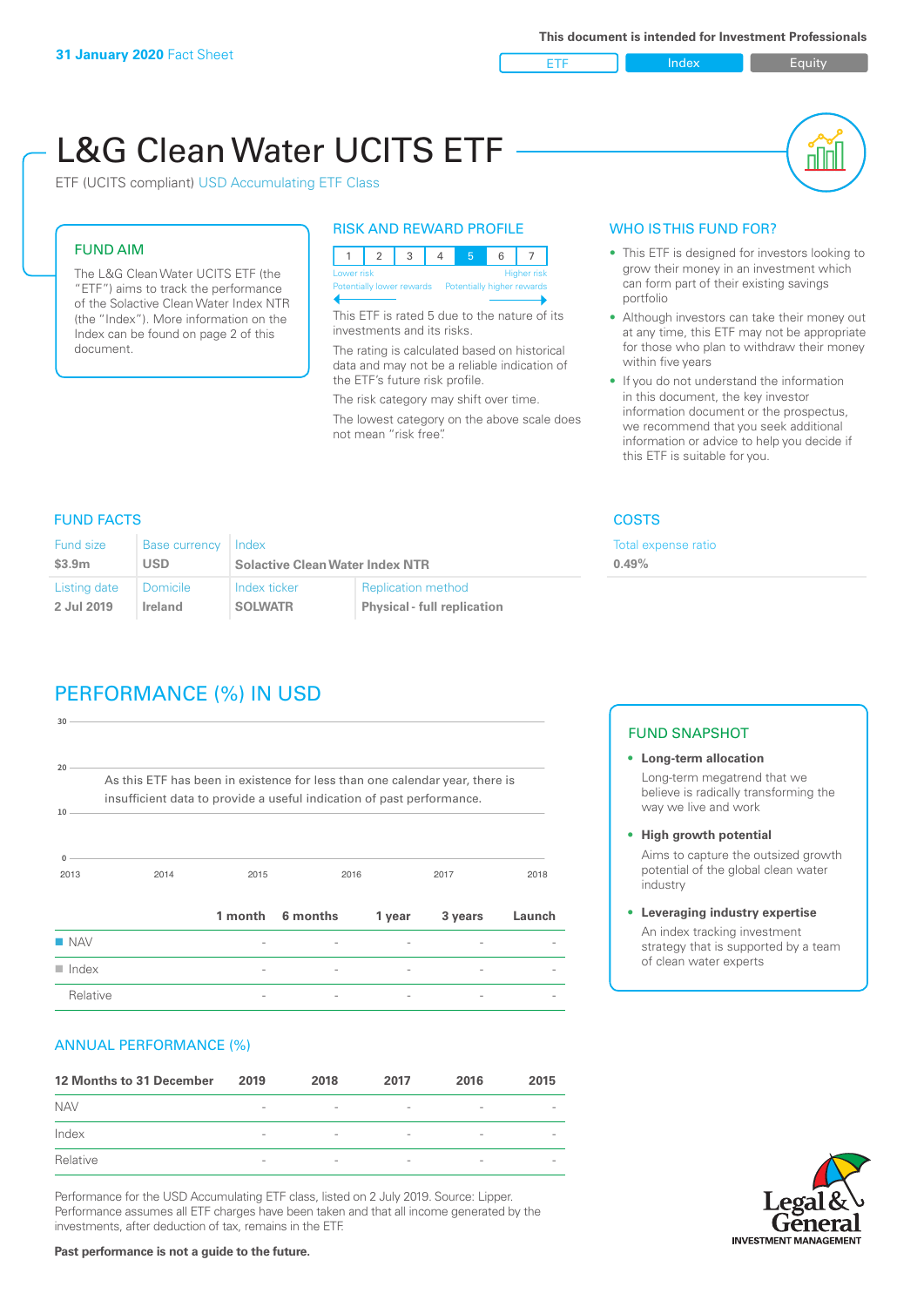**31 January 2020** Fact Sheet

This document is intended for Investment Professionals

ETF | Index | Equity

# L&G Clean Water UCITS ETF

ETF (UCITS compliant) USD Accumulating ETF Class

## FUND AIM

The L&G Clean Water UCITS ETF (the "ETF") aims to track the performance of the Solactive Clean Water Index NTR (the "Index"). More information on the Index can be found on page 2 of this document.

## RISK AND REWARD PROFILE

| 1 | 2 | 3 | 4 | 5 | 6 | 7 |
|---|---|---|---|---|---|---|

Lower risk — Higher risk
Potentially lower rewards — Potentially higher rewards

This ETF is rated 5 due to the nature of its investments and its risks.

The rating is calculated based on historical data and may not be a reliable indication of the ETF's future risk profile.

The risk category may shift over time.

The lowest category on the above scale does not mean "risk free".

## WHO IS THIS FUND FOR?

- This ETF is designed for investors looking to grow their money in an investment which can form part of their existing savings portfolio
- Although investors can take their money out at any time, this ETF may not be appropriate for those who plan to withdraw their money within five years
- If you do not understand the information in this document, the key investor information document or the prospectus, we recommend that you seek additional information or advice to help you decide if this ETF is suitable for you.

## FUND FACTS

| Fund size | Base currency | Index | |
|---|---|---|---|
| **$3.9m** | **USD** | **Solactive Clean Water Index NTR** | |
| **Listing date** | **Domicile** | **Index ticker** | **Replication method** |
| **2 Jul 2019** | **Ireland** | **SOLWATR** | **Physical - full replication** |

## COSTS

Total expense ratio
**0.49%**

## PERFORMANCE (%) IN USD

As this ETF has been in existence for less than one calendar year, there is insufficient data to provide a useful indication of past performance.

| | 1 month | 6 months | 1 year | 3 years | Launch |
|---|---|---|---|---|---|
| NAV | - | - | - | - | - |
| Index | - | - | - | - | - |
| Relative | - | - | - | - | - |

## ANNUAL PERFORMANCE (%)

| 12 Months to 31 December | 2019 | 2018 | 2017 | 2016 | 2015 |
|---|---|---|---|---|---|
| NAV | - | - | - | - | - |
| Index | - | - | - | - | - |
| Relative | - | - | - | - | - |

Performance for the USD Accumulating ETF class, listed on 2 July 2019. Source: Lipper. Performance assumes all ETF charges have been taken and that all income generated by the investments, after deduction of tax, remains in the ETF.

**Past performance is not a guide to the future.**

## FUND SNAPSHOT

- **Long-term allocation**
  Long-term megatrend that we believe is radically transforming the way we live and work
- **High growth potential**
  Aims to capture the outsized growth potential of the global clean water industry
- **Leveraging industry expertise**
  An index tracking investment strategy that is supported by a team of clean water experts

Legal & General INVESTMENT MANAGEMENT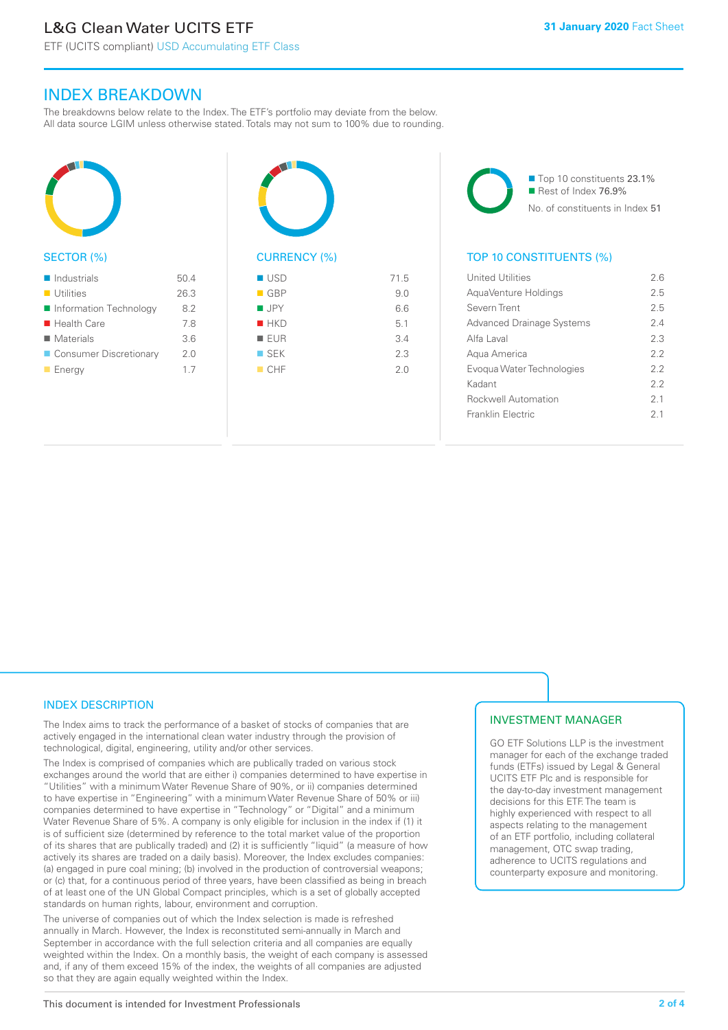# L&G Clean Water UCITS ETF

ETF (UCITS compliant) USD Accumulating ETF Class

31 January 2020 Fact Sheet

## INDEX BREAKDOWN

The breakdowns below relate to the Index. The ETF's portfolio may deviate from the below. All data source LGIM unless otherwise stated. Totals may not sum to 100% due to rounding.

### SECTOR (%)

| Sector | % |
|---|---|
| Industrials | 50.4 |
| Utilities | 26.3 |
| Information Technology | 8.2 |
| Health Care | 7.8 |
| Materials | 3.6 |
| Consumer Discretionary | 2.0 |
| Energy | 1.7 |

### CURRENCY (%)

| Currency | % |
|---|---|
| USD | 71.5 |
| GBP | 9.0 |
| JPY | 6.6 |
| HKD | 5.1 |
| EUR | 3.4 |
| SEK | 2.3 |
| CHF | 2.0 |

Top 10 constituents 23.1%
Rest of Index 76.9%
No. of constituents in Index 51

### TOP 10 CONSTITUENTS (%)

| Constituent | % |
|---|---|
| United Utilities | 2.6 |
| AquaVenture Holdings | 2.5 |
| Severn Trent | 2.5 |
| Advanced Drainage Systems | 2.4 |
| Alfa Laval | 2.3 |
| Aqua America | 2.2 |
| Evoqua Water Technologies | 2.2 |
| Kadant | 2.2 |
| Rockwell Automation | 2.1 |
| Franklin Electric | 2.1 |

## INDEX DESCRIPTION

The Index aims to track the performance of a basket of stocks of companies that are actively engaged in the international clean water industry through the provision of technological, digital, engineering, utility and/or other services.

The Index is comprised of companies which are publically traded on various stock exchanges around the world that are either i) companies determined to have expertise in "Utilities" with a minimum Water Revenue Share of 90%, or ii) companies determined to have expertise in "Engineering" with a minimum Water Revenue Share of 50% or iii) companies determined to have expertise in "Technology" or "Digital" and a minimum Water Revenue Share of 5%. A company is only eligible for inclusion in the index if (1) it is of sufficient size (determined by reference to the total market value of the proportion of its shares that are publically traded) and (2) it is sufficiently "liquid" (a measure of how actively its shares are traded on a daily basis). Moreover, the Index excludes companies: (a) engaged in pure coal mining; (b) involved in the production of controversial weapons; or (c) that, for a continuous period of three years, have been classified as being in breach of at least one of the UN Global Compact principles, which is a set of globally accepted standards on human rights, labour, environment and corruption.

The universe of companies out of which the Index selection is made is refreshed annually in March. However, the Index is reconstituted semi-annually in March and September in accordance with the full selection criteria and all companies are equally weighted within the Index. On a monthly basis, the weight of each company is assessed and, if any of them exceed 15% of the index, the weights of all companies are adjusted so that they are again equally weighted within the Index.

## INVESTMENT MANAGER

GO ETF Solutions LLP is the investment manager for each of the exchange traded funds (ETFs) issued by Legal & General UCITS ETF Plc and is responsible for the day-to-day investment management decisions for this ETF. The team is highly experienced with respect to all aspects relating to the management of an ETF portfolio, including collateral management, OTC swap trading, adherence to UCITS regulations and counterparty exposure and monitoring.

This document is intended for Investment Professionals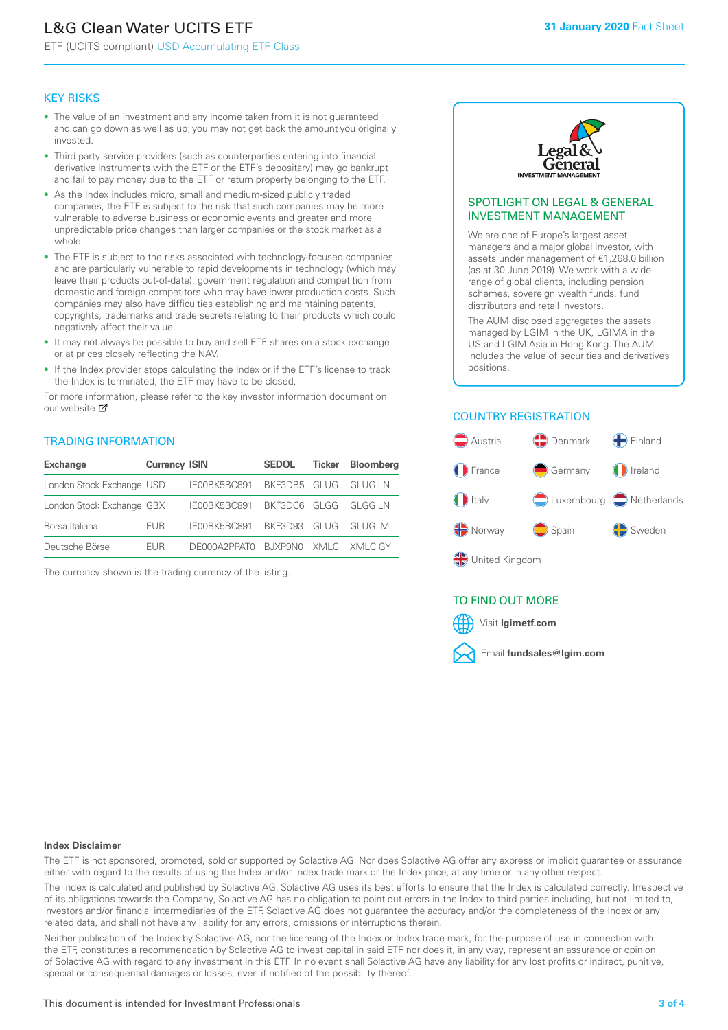# L&G Clean Water UCITS ETF

ETF (UCITS compliant) USD Accumulating ETF Class

**31 January 2020** Fact Sheet

## KEY RISKS

- The value of an investment and any income taken from it is not guaranteed and can go down as well as up; you may not get back the amount you originally invested.
- Third party service providers (such as counterparties entering into financial derivative instruments with the ETF or the ETF's depositary) may go bankrupt and fail to pay money due to the ETF or return property belonging to the ETF.
- As the Index includes micro, small and medium-sized publicly traded companies, the ETF is subject to the risk that such companies may be more vulnerable to adverse business or economic events and greater and more unpredictable price changes than larger companies or the stock market as a whole.
- The ETF is subject to the risks associated with technology-focused companies and are particularly vulnerable to rapid developments in technology (which may leave their products out-of-date), government regulation and competition from domestic and foreign competitors who may have lower production costs. Such companies may also have difficulties establishing and maintaining patents, copyrights, trademarks and trade secrets relating to their products which could negatively affect their value.
- It may not always be possible to buy and sell ETF shares on a stock exchange or at prices closely reflecting the NAV.
- If the Index provider stops calculating the Index or if the ETF's license to track the Index is terminated, the ETF may have to be closed.

For more information, please refer to the key investor information document on our website

## TRADING INFORMATION

| Exchange | Currency | ISIN | SEDOL | Ticker | Bloomberg |
|---|---|---|---|---|---|
| London Stock Exchange | USD | IE00BK5BC891 | BKF3DB5 | GLUG | GLUG LN |
| London Stock Exchange | GBX | IE00BK5BC891 | BKF3DC6 | GLGG | GLGG LN |
| Borsa Italiana | EUR | IE00BK5BC891 | BKF3D93 | GLUG | GLUG IM |
| Deutsche Börse | EUR | DE000A2PPAT0 | BJXP9N0 | XMLC | XMLC GY |

The currency shown is the trading currency of the listing.

## SPOTLIGHT ON LEGAL & GENERAL INVESTMENT MANAGEMENT

We are one of Europe's largest asset managers and a major global investor, with assets under management of €1,268.0 billion (as at 30 June 2019). We work with a wide range of global clients, including pension schemes, sovereign wealth funds, fund distributors and retail investors.

The AUM disclosed aggregates the assets managed by LGIM in the UK, LGIMA in the US and LGIM Asia in Hong Kong. The AUM includes the value of securities and derivatives positions.

## COUNTRY REGISTRATION

Austria, Denmark, Finland, France, Germany, Ireland, Italy, Luxembourg, Netherlands, Norway, Spain, Sweden, United Kingdom

## TO FIND OUT MORE

Visit **lgimetf.com**

Email **fundsales@lgim.com**

**Index Disclaimer**

The ETF is not sponsored, promoted, sold or supported by Solactive AG. Nor does Solactive AG offer any express or implicit guarantee or assurance either with regard to the results of using the Index and/or Index trade mark or the Index price, at any time or in any other respect.

The Index is calculated and published by Solactive AG. Solactive AG uses its best efforts to ensure that the Index is calculated correctly. Irrespective of its obligations towards the Company, Solactive AG has no obligation to point out errors in the Index to third parties including, but not limited to, investors and/or financial intermediaries of the ETF. Solactive AG does not guarantee the accuracy and/or the completeness of the Index or any related data, and shall not have any liability for any errors, omissions or interruptions therein.

Neither publication of the Index by Solactive AG, nor the licensing of the Index or Index trade mark, for the purpose of use in connection with the ETF, constitutes a recommendation by Solactive AG to invest capital in said ETF nor does it, in any way, represent an assurance or opinion of Solactive AG with regard to any investment in this ETF. In no event shall Solactive AG have any liability for any lost profits or indirect, punitive, special or consequential damages or losses, even if notified of the possibility thereof.

This document is intended for Investment Professionals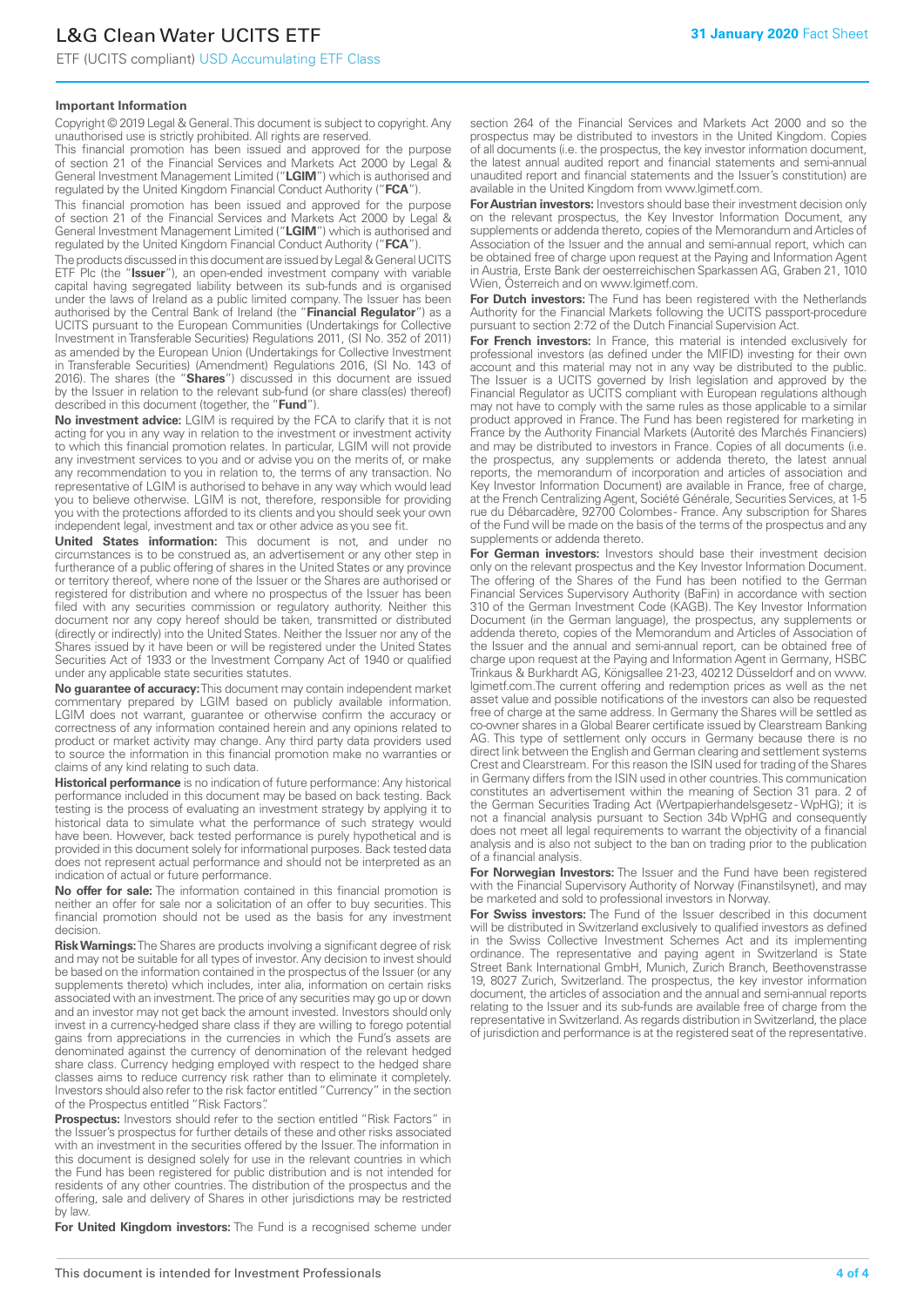## Important Information

Copyright © 2019 Legal & General. This document is subject to copyright. Any unauthorised use is strictly prohibited. All rights are reserved.

This financial promotion has been issued and approved for the purpose of section 21 of the Financial Services and Markets Act 2000 by Legal & General Investment Management Limited ("**LGIM**") which is authorised and regulated by the United Kingdom Financial Conduct Authority ("**FCA**").

This financial promotion has been issued and approved for the purpose of section 21 of the Financial Services and Markets Act 2000 by Legal & General Investment Management Limited ("**LGIM**") which is authorised and regulated by the United Kingdom Financial Conduct Authority ("**FCA**").

The products discussed in this document are issued by Legal & General UCITS ETF Plc (the "**Issuer**"), an open-ended investment company with variable capital having segregated liability between its sub-funds and is organised under the laws of Ireland as a public limited company. The Issuer has been authorised by the Central Bank of Ireland (the "**Financial Regulator**") as a UCITS pursuant to the European Communities (Undertakings for Collective Investment in Transferable Securities) Regulations 2011, (SI No. 352 of 2011) as amended by the European Union (Undertakings for Collective Investment in Transferable Securities) (Amendment) Regulations 2016, (SI No. 143 of 2016). The shares (the "**Shares**") discussed in this document are issued by the Issuer in relation to the relevant sub-fund (or share class(es) thereof) described in this document (together, the "**Fund**").

**No investment advice:** LGIM is required by the FCA to clarify that it is not acting for you in any way in relation to the investment or investment activity to which this financial promotion relates. In particular, LGIM will not provide any investment services to you and or advise you on the merits of, or make any recommendation to you in relation to, the terms of any transaction. No representative of LGIM is authorised to behave in any way which would lead you to believe otherwise. LGIM is not, therefore, responsible for providing you with the protections afforded to its clients and you should seek your own independent legal, investment and tax or other advice as you see fit.

**United States information:** This document is not, and under no circumstances is to be construed as, an advertisement or any other step in furtherance of a public offering of shares in the United States or any province or territory thereof, where none of the Issuer or the Shares are authorised or registered for distribution and where no prospectus of the Issuer has been filed with any securities commission or regulatory authority. Neither this document nor any copy hereof should be taken, transmitted or distributed (directly or indirectly) into the United States. Neither the Issuer nor any of the Shares issued by it have been or will be registered under the United States Securities Act of 1933 or the Investment Company Act of 1940 or qualified under any applicable state securities statutes.

**No guarantee of accuracy:** This document may contain independent market commentary prepared by LGIM based on publicly available information. LGIM does not warrant, guarantee or otherwise confirm the accuracy or correctness of any information contained herein and any opinions related to product or market activity may change. Any third party data providers used to source the information in this financial promotion make no warranties or claims of any kind relating to such data.

**Historical performance** is no indication of future performance: Any historical performance included in this document may be based on back testing. Back testing is the process of evaluating an investment strategy by applying it to historical data to simulate what the performance of such strategy would have been. However, back tested performance is purely hypothetical and is provided in this document solely for informational purposes. Back tested data does not represent actual performance and should not be interpreted as an indication of actual or future performance.

**No offer for sale:** The information contained in this financial promotion is neither an offer for sale nor a solicitation of an offer to buy securities. This financial promotion should not be used as the basis for any investment decision.

**Risk Warnings:** The Shares are products involving a significant degree of risk and may not be suitable for all types of investor. Any decision to invest should be based on the information contained in the prospectus of the Issuer (or any supplements thereto) which includes, inter alia, information on certain risks associated with an investment. The price of any securities may go up or down and an investor may not get back the amount invested. Investors should only invest in a currency-hedged share class if they are willing to forego potential gains from appreciations in the currencies in which the Fund's assets are denominated against the currency of denomination of the relevant hedged share class. Currency hedging employed with respect to the hedged share classes aims to reduce currency risk rather than to eliminate it completely. Investors should also refer to the risk factor entitled "Currency" in the section of the Prospectus entitled "Risk Factors".

**Prospectus:** Investors should refer to the section entitled "Risk Factors" in the Issuer's prospectus for further details of these and other risks associated with an investment in the securities offered by the Issuer. The information in this document is designed solely for use in the relevant countries in which the Fund has been registered for public distribution and is not intended for residents of any other countries. The distribution of the prospectus and the offering, sale and delivery of Shares in other jurisdictions may be restricted by law.

**For United Kingdom investors:** The Fund is a recognised scheme under section 264 of the Financial Services and Markets Act 2000 and so the prospectus may be distributed to investors in the United Kingdom. Copies of all documents (i.e. the prospectus, the key investor information document, the latest annual audited report and financial statements and semi-annual unaudited report and financial statements and the Issuer's constitution) are available in the United Kingdom from www.lgimetf.com.

**For Austrian investors:** Investors should base their investment decision only on the relevant prospectus, the Key Investor Information Document, any supplements or addenda thereto, copies of the Memorandum and Articles of Association of the Issuer and the annual and semi-annual report, which can be obtained free of charge upon request at the Paying and Information Agent in Austria, Erste Bank der oesterreichischen Sparkassen AG, Graben 21, 1010 Wien, Österreich and on www.lgimetf.com.

**For Dutch investors:** The Fund has been registered with the Netherlands Authority for the Financial Markets following the UCITS passport-procedure pursuant to section 2:72 of the Dutch Financial Supervision Act.

**For French investors:** In France, this material is intended exclusively for professional investors (as defined under the MIFID) investing for their own account and this material may not in any way be distributed to the public. The Issuer is a UCITS governed by Irish legislation and approved by the Financial Regulator as UCITS compliant with European regulations although may not have to comply with the same rules as those applicable to a similar product approved in France. The Fund has been registered for marketing in France by the Authority Financial Markets (Autorité des Marchés Financiers) and may be distributed to investors in France. Copies of all documents (i.e. the prospectus, any supplements or addenda thereto, the latest annual reports, the memorandum of incorporation and articles of association and Key Investor Information Document) are available in France, free of charge, at the French Centralizing Agent, Société Générale, Securities Services, at 1-5 rue du Débarcadère, 92700 Colombes - France. Any subscription for Shares of the Fund will be made on the basis of the terms of the prospectus and any supplements or addenda thereto.

**For German investors:** Investors should base their investment decision only on the relevant prospectus and the Key Investor Information Document. The offering of the Shares of the Fund has been notified to the German Financial Services Supervisory Authority (BaFin) in accordance with section 310 of the German Investment Code (KAGB). The Key Investor Information Document (in the German language), the prospectus, any supplements or addenda thereto, copies of the Memorandum and Articles of Association of the Issuer and the annual and semi-annual report, can be obtained free of charge upon request at the Paying and Information Agent in Germany, HSBC Trinkaus & Burkhardt AG, Königsallee 21-23, 40212 Düsseldorf and on www.lgimetf.com. The current offering and redemption prices as well as the net asset value and possible notifications of the investors can also be requested free of charge at the same address. In Germany the Shares will be settled as co-owner shares in a Global Bearer certificate issued by Clearstream Banking AG. This type of settlement only occurs in Germany because there is no direct link between the English and German clearing and settlement systems Crest and Clearstream. For this reason the ISIN used for trading of the Shares in Germany differs from the ISIN used in other countries. This communication constitutes an advertisement within the meaning of Section 31 para. 2 of the German Securities Trading Act (Wertpapierhandelsgesetz - WpHG); it is not a financial analysis pursuant to Section 34b WpHG and consequently does not meet all legal requirements to warrant the objectivity of a financial analysis and is also not subject to the ban on trading prior to the publication of a financial analysis.

**For Norwegian Investors:** The Issuer and the Fund have been registered with the Financial Supervisory Authority of Norway (Finanstilsynet), and may be marketed and sold to professional investors in Norway.

**For Swiss investors:** The Fund of the Issuer described in this document will be distributed in Switzerland exclusively to qualified investors as defined in the Swiss Collective Investment Schemes Act and its implementing ordinance. The representative and paying agent in Switzerland is State Street Bank International GmbH, Munich, Zurich Branch, Beethovenstrasse 19, 8027 Zurich, Switzerland. The prospectus, the key investor information document, the articles of association and the annual and semi-annual reports relating to the Issuer and its sub-funds are available free of charge from the representative in Switzerland. As regards distribution in Switzerland, the place of jurisdiction and performance is at the registered seat of the representative.

This document is intended for Investment Professionals